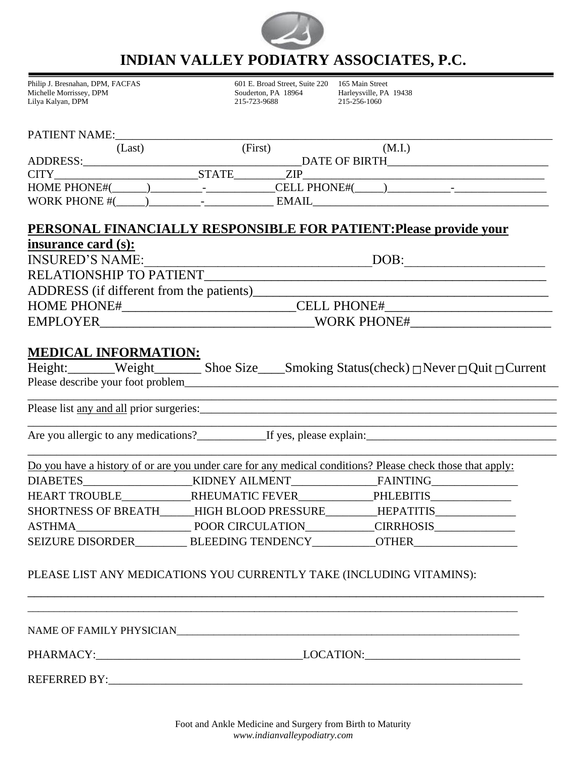# INDIAN VALLEY PODIATRY ASSOCIATES, P.C.

Philip J. Bresnahan, DPM, FACFAS
Michelle Morrissey, DPM
Lilya Kalyan, DPM

601 E. Broad Street, Suite 220
Souderton, PA 18964
215-723-9688

165 Main Street
Harleysville, PA 19438
215-256-1060

PATIENT NAME:______________________________________________________________________
(Last) (First) (M.I.)
ADDRESS:_____________________________________DATE OF BIRTH___________________________
CITY________________________STATE________ZIP__________________________________________
HOME PHONE#(______)_________-___________CELL PHONE#(_____)__________-________________
WORK PHONE #(_____)_________-____________ EMAIL________________________________________

**PERSONAL FINANCIALLY RESPONSIBLE FOR PATIENT:Please provide your insurance card (s):**

INSURED'S NAME:__________________________________DOB:_____________________
RELATIONSHIP TO PATIENT_____________________________________________________
ADDRESS (if different from the patients)_____________________________________________
HOME PHONE#__________________________CELL PHONE#_________________________
EMPLOYER________________________________WORK PHONE#_____________________

**MEDICAL INFORMATION:**

Height:_______Weight_______ Shoe Size____Smoking Status(check) ☐Never ☐Quit ☐Current
Please describe your foot problem_______________________________________________________________
_____________________________________________________________________________________
Please list any and all prior surgeries:____________________________________________________________
_____________________________________________________________________________________
Are you allergic to any medications?___________If yes, please explain:________________________________
_____________________________________________________________________________________
Do you have a history of or are you under care for any medical conditions? Please check those that apply:

DIABETES___________________KIDNEY AILMENT_______________FAINTING_______________
HEART TROUBLE____________RHEUMATIC FEVER_____________PHLEBITIS______________
SHORTNESS OF BREATH______HIGH BLOOD PRESSURE_________HEPATITIS______________
ASTHMA____________________ POOR CIRCULATION____________CIRRHOSIS______________
SEIZURE DISORDER_________ BLEEDING TENDENCY___________OTHER__________________

PLEASE LIST ANY MEDICATIONS YOU CURRENTLY TAKE (INCLUDING VITAMINS):
_____________________________________________________________________________________
_____________________________________________________________________________________

NAME OF FAMILY PHYSICIAN______________________________________________________________

PHARMACY:____________________________________LOCATION:___________________________

REFERRED BY:_________________________________________________________________________

Foot and Ankle Medicine and Surgery from Birth to Maturity
*www.indianvalleypodiatry.com*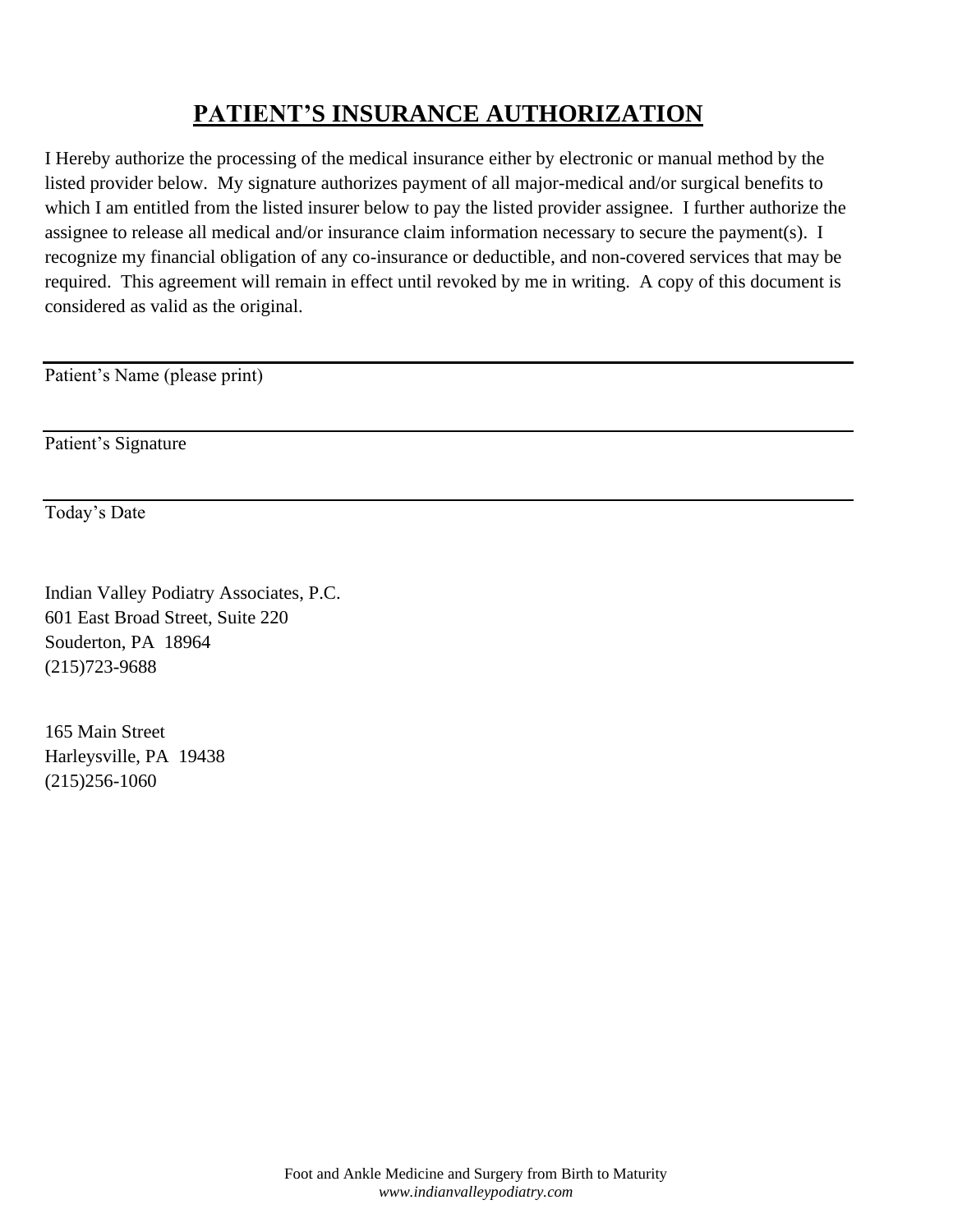# PATIENT'S INSURANCE AUTHORIZATION

I Hereby authorize the processing of the medical insurance either by electronic or manual method by the listed provider below. My signature authorizes payment of all major-medical and/or surgical benefits to which I am entitled from the listed insurer below to pay the listed provider assignee. I further authorize the assignee to release all medical and/or insurance claim information necessary to secure the payment(s). I recognize my financial obligation of any co-insurance or deductible, and non-covered services that may be required. This agreement will remain in effect until revoked by me in writing. A copy of this document is considered as valid as the original.

---

Patient's Name (please print)

---

Patient's Signature

---

Today's Date

Indian Valley Podiatry Associates, P.C.
601 East Broad Street, Suite 220
Souderton, PA 18964
(215)723-9688

165 Main Street
Harleysville, PA 19438
(215)256-1060

Foot and Ankle Medicine and Surgery from Birth to Maturity
*www.indianvalleypodiatry.com*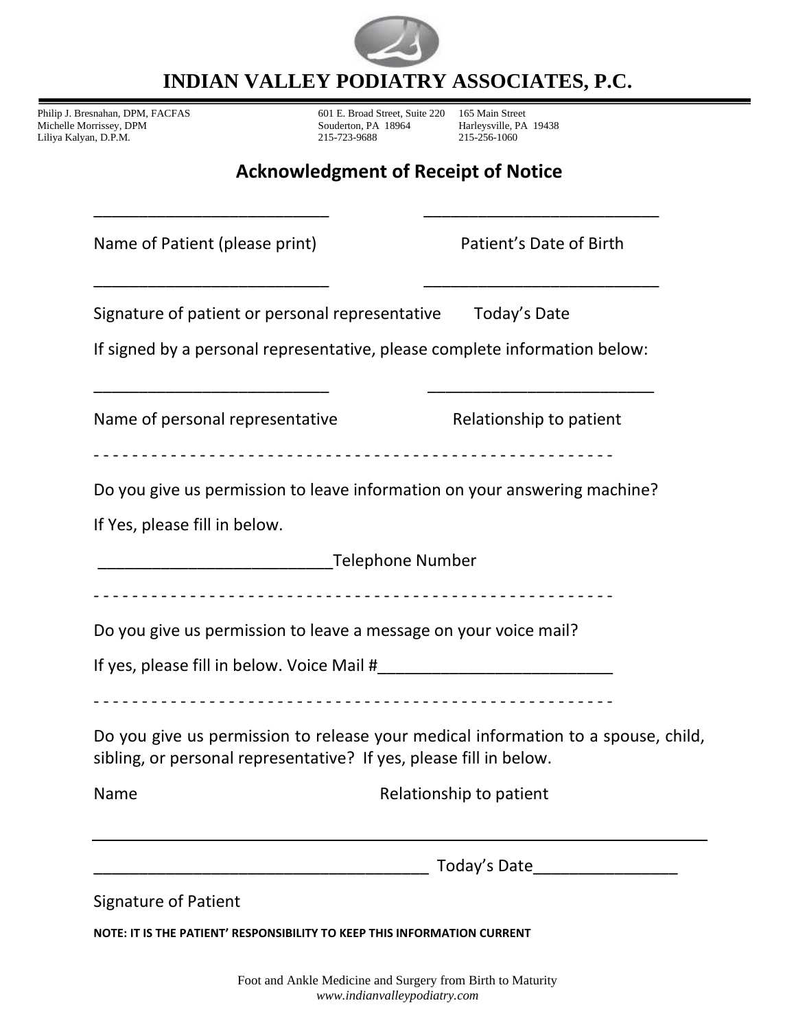# INDIAN VALLEY PODIATRY ASSOCIATES, P.C.

Philip J. Bresnahan, DPM, FACFAS
Michelle Morrissey, DPM
Liliya Kalyan, D.P.M.

601 E. Broad Street, Suite 220
Souderton, PA 18964
215-723-9688

165 Main Street
Harleysville, PA 19438
215-256-1060

## Acknowledgment of Receipt of Notice

___________________________ ___________________________

Name of Patient (please print) Patient's Date of Birth

___________________________ ___________________________

Signature of patient or personal representative Today's Date

If signed by a personal representative, please complete information below:

___________________________ ___________________________

Name of personal representative Relationship to patient

- - - - - - - - - - - - - - - - - - - - - - - - - - - - - - - - - - - - - - - - - - - - - - - - - - - - - - - -

Do you give us permission to leave information on your answering machine?

If Yes, please fill in below.

___________________________Telephone Number

- - - - - - - - - - - - - - - - - - - - - - - - - - - - - - - - - - - - - - - - - - - - - - - - - - - - - - - -

Do you give us permission to leave a message on your voice mail?

If yes, please fill in below. Voice Mail #___________________________

- - - - - - - - - - - - - - - - - - - - - - - - - - - - - - - - - - - - - - - - - - - - - - - - - - - - - - - -

Do you give us permission to release your medical information to a spouse, child, sibling, or personal representative? If yes, please fill in below.

Name Relationship to patient

______________________________________________________________________

_____________________________________ Today's Date________________

Signature of Patient

**NOTE: IT IS THE PATIENT' RESPONSIBILITY TO KEEP THIS INFORMATION CURRENT**

Foot and Ankle Medicine and Surgery from Birth to Maturity
*www.indianvalleypodiatry.com*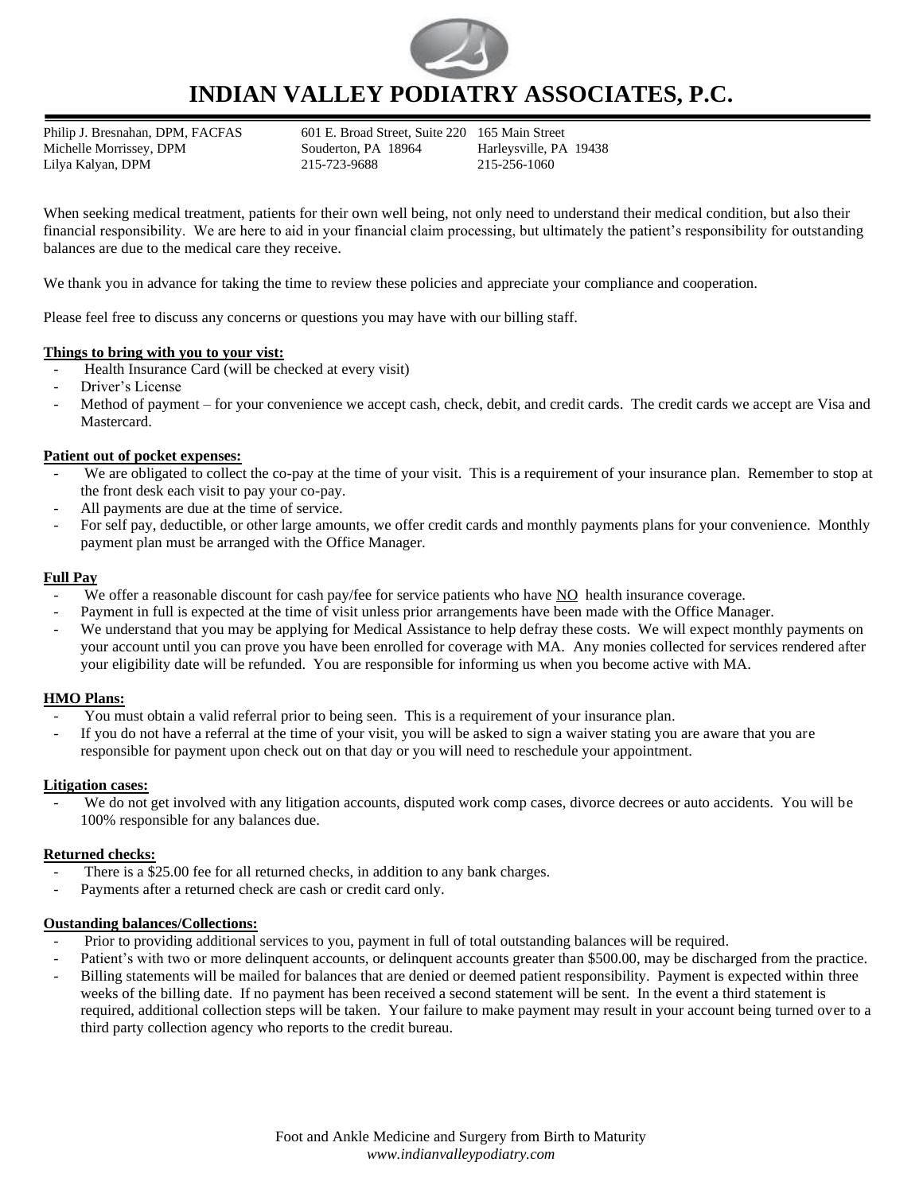# INDIAN VALLEY PODIATRY ASSOCIATES, P.C.

Philip J. Bresnahan, DPM, FACFAS
Michelle Morrissey, DPM
Lilya Kalyan, DPM

601 E. Broad Street, Suite 220
Souderton, PA 18964
215-723-9688

165 Main Street
Harleysville, PA 19438
215-256-1060

When seeking medical treatment, patients for their own well being, not only need to understand their medical condition, but also their financial responsibility. We are here to aid in your financial claim processing, but ultimately the patient's responsibility for outstanding balances are due to the medical care they receive.

We thank you in advance for taking the time to review these policies and appreciate your compliance and cooperation.

Please feel free to discuss any concerns or questions you may have with our billing staff.

**Things to bring with you to your vist:**

- Health Insurance Card (will be checked at every visit)
- Driver's License
- Method of payment – for your convenience we accept cash, check, debit, and credit cards. The credit cards we accept are Visa and Mastercard.

**Patient out of pocket expenses:**

- We are obligated to collect the co-pay at the time of your visit. This is a requirement of your insurance plan. Remember to stop at the front desk each visit to pay your co-pay.
- All payments are due at the time of service.
- For self pay, deductible, or other large amounts, we offer credit cards and monthly payments plans for your convenience. Monthly payment plan must be arranged with the Office Manager.

**Full Pay**

- We offer a reasonable discount for cash pay/fee for service patients who have NO health insurance coverage.
- Payment in full is expected at the time of visit unless prior arrangements have been made with the Office Manager.
- We understand that you may be applying for Medical Assistance to help defray these costs. We will expect monthly payments on your account until you can prove you have been enrolled for coverage with MA. Any monies collected for services rendered after your eligibility date will be refunded. You are responsible for informing us when you become active with MA.

**HMO Plans:**

- You must obtain a valid referral prior to being seen. This is a requirement of your insurance plan.
- If you do not have a referral at the time of your visit, you will be asked to sign a waiver stating you are aware that you are responsible for payment upon check out on that day or you will need to reschedule your appointment.

**Litigation cases:**

- We do not get involved with any litigation accounts, disputed work comp cases, divorce decrees or auto accidents. You will be 100% responsible for any balances due.

**Returned checks:**

- There is a $25.00 fee for all returned checks, in addition to any bank charges.
- Payments after a returned check are cash or credit card only.

**Oustanding balances/Collections:**

- Prior to providing additional services to you, payment in full of total outstanding balances will be required.
- Patient's with two or more delinquent accounts, or delinquent accounts greater than $500.00, may be discharged from the practice.
- Billing statements will be mailed for balances that are denied or deemed patient responsibility. Payment is expected within three weeks of the billing date. If no payment has been received a second statement will be sent. In the event a third statement is required, additional collection steps will be taken. Your failure to make payment may result in your account being turned over to a third party collection agency who reports to the credit bureau.

Foot and Ankle Medicine and Surgery from Birth to Maturity
*www.indianvalleypodiatry.com*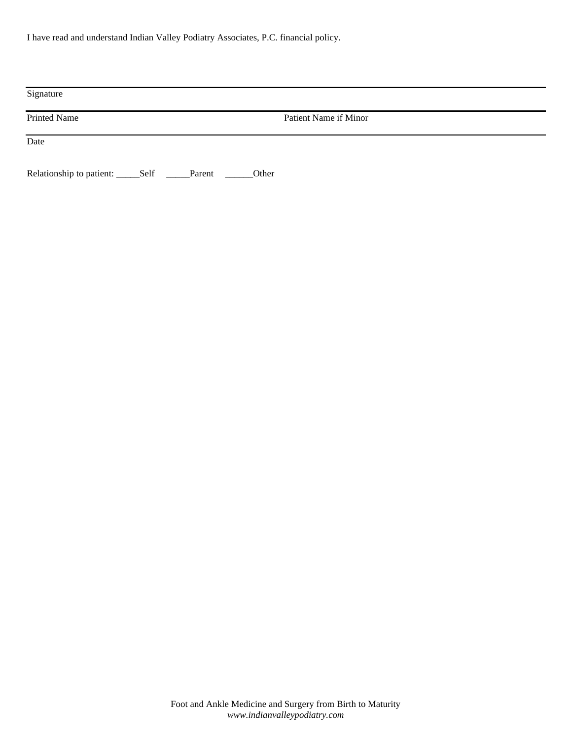I have read and understand Indian Valley Podiatry Associates, P.C. financial policy.

\_\_\_\_\_\_\_\_\_\_\_\_\_\_\_\_\_\_\_\_\_\_\_\_\_\_\_\_\_\_\_\_\_\_\_\_\_\_\_\_

Signature

\_\_\_\_\_\_\_\_\_\_\_\_\_\_\_\_\_\_\_\_\_\_\_\_\_\_\_\_\_\_\_\_\_\_\_\_\_\_\_\_

Printed Name                                                  Patient Name if Minor

\_\_\_\_\_\_\_\_\_\_\_\_\_\_\_\_\_\_\_\_\_\_\_\_\_\_\_\_\_\_\_\_\_\_\_\_\_\_\_\_

Date

Relationship to patient: _____Self    _____Parent    ______Other

Foot and Ankle Medicine and Surgery from Birth to Maturity
*www.indianvalleypodiatry.com*